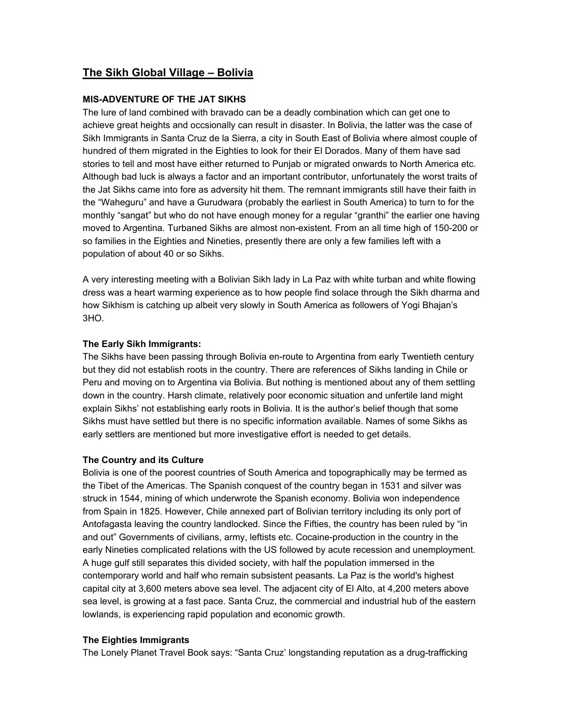# The Sikh Global Village – Bolivia

**MIS-ADVENTURE OF THE JAT SIKHS**

The lure of land combined with bravado can be a deadly combination which can get one to achieve great heights and occsionally can result in disaster. In Bolivia, the latter was the case of Sikh Immigrants in Santa Cruz de la Sierra, a city in South East of Bolivia where almost couple of hundred of them migrated in the Eighties to look for their El Dorados. Many of them have sad stories to tell and most have either returned to Punjab or migrated onwards to North America etc. Although bad luck is always a factor and an important contributor, unfortunately the worst traits of the Jat Sikhs came into fore as adversity hit them. The remnant immigrants still have their faith in the "Waheguru" and have a Gurudwara (probably the earliest in South America) to turn to for the monthly "sangat" but who do not have enough money for a regular "granthi" the earlier one having moved to Argentina. Turbaned Sikhs are almost non-existent. From an all time high of 150-200 or so families in the Eighties and Nineties, presently there are only a few families left with a population of about 40 or so Sikhs.

A very interesting meeting with a Bolivian Sikh lady in La Paz with white turban and white flowing dress was a heart warming experience as to how people find solace through the Sikh dharma and how Sikhism is catching up albeit very slowly in South America as followers of Yogi Bhajan's 3HO.

**The Early Sikh Immigrants:**

The Sikhs have been passing through Bolivia en-route to Argentina from early Twentieth century but they did not establish roots in the country. There are references of Sikhs landing in Chile or Peru and moving on to Argentina via Bolivia. But nothing is mentioned about any of them settling down in the country. Harsh climate, relatively poor economic situation and unfertile land might explain Sikhs' not establishing early roots in Bolivia. It is the author's belief though that some Sikhs must have settled but there is no specific information available. Names of some Sikhs as early settlers are mentioned but more investigative effort is needed to get details.

**The Country and its Culture**

Bolivia is one of the poorest countries of South America and topographically may be termed as the Tibet of the Americas. The Spanish conquest of the country began in 1531 and silver was struck in 1544, mining of which underwrote the Spanish economy. Bolivia won independence from Spain in 1825. However, Chile annexed part of Bolivian territory including its only port of Antofagasta leaving the country landlocked. Since the Fifties, the country has been ruled by "in and out" Governments of civilians, army, leftists etc. Cocaine-production in the country in the early Nineties complicated relations with the US followed by acute recession and unemployment. A huge gulf still separates this divided society, with half the population immersed in the contemporary world and half who remain subsistent peasants. La Paz is the world's highest capital city at 3,600 meters above sea level. The adjacent city of El Alto, at 4,200 meters above sea level, is growing at a fast pace. Santa Cruz, the commercial and industrial hub of the eastern lowlands, is experiencing rapid population and economic growth.

**The Eighties Immigrants**

The Lonely Planet Travel Book says: "Santa Cruz' longstanding reputation as a drug-trafficking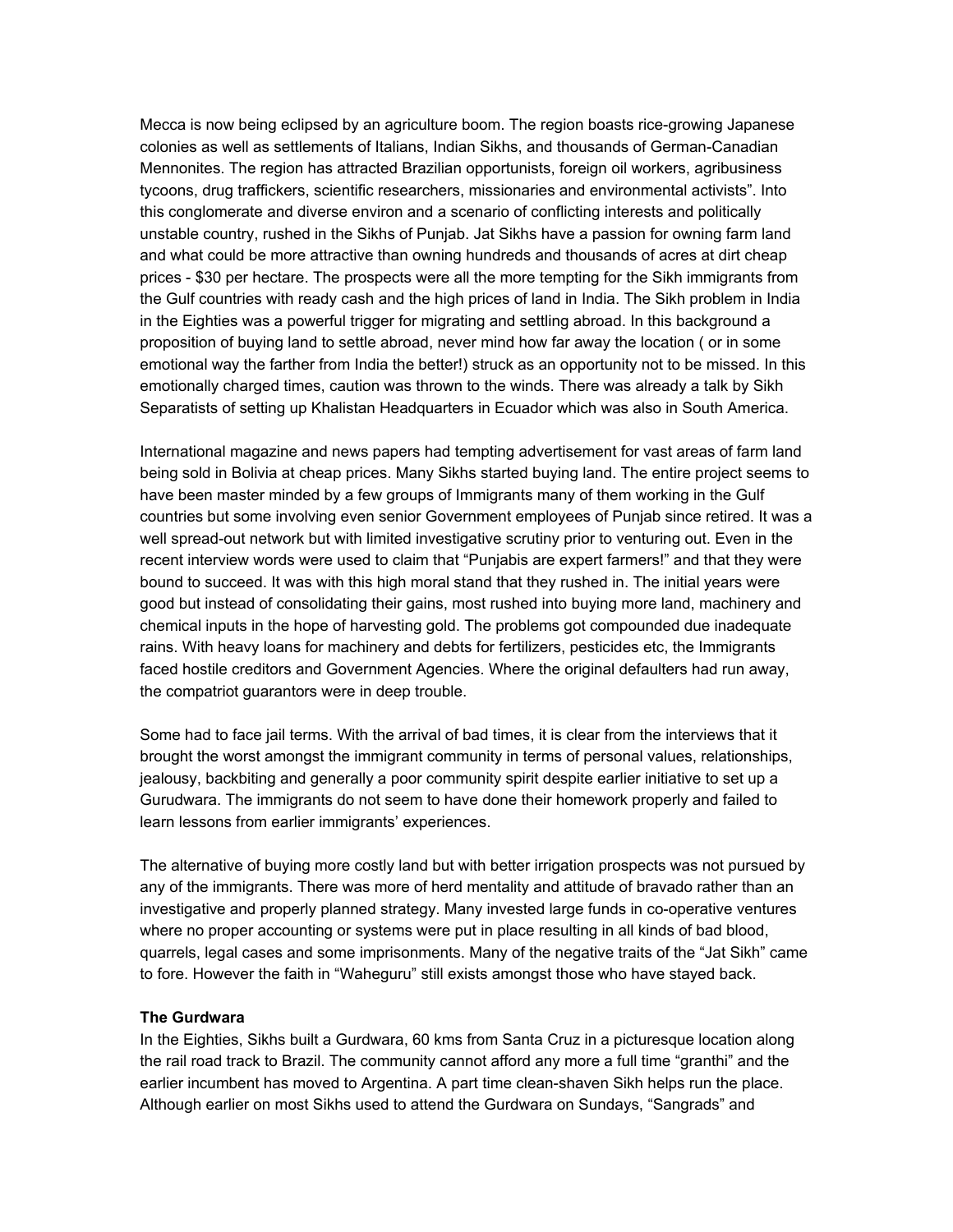Mecca is now being eclipsed by an agriculture boom. The region boasts rice-growing Japanese colonies as well as settlements of Italians, Indian Sikhs, and thousands of German-Canadian Mennonites. The region has attracted Brazilian opportunists, foreign oil workers, agribusiness tycoons, drug traffickers, scientific researchers, missionaries and environmental activists". Into this conglomerate and diverse environ and a scenario of conflicting interests and politically unstable country, rushed in the Sikhs of Punjab. Jat Sikhs have a passion for owning farm land and what could be more attractive than owning hundreds and thousands of acres at dirt cheap prices - $30 per hectare. The prospects were all the more tempting for the Sikh immigrants from the Gulf countries with ready cash and the high prices of land in India. The Sikh problem in India in the Eighties was a powerful trigger for migrating and settling abroad. In this background a proposition of buying land to settle abroad, never mind how far away the location ( or in some emotional way the farther from India the better!) struck as an opportunity not to be missed. In this emotionally charged times, caution was thrown to the winds. There was already a talk by Sikh Separatists of setting up Khalistan Headquarters in Ecuador which was also in South America.

International magazine and news papers had tempting advertisement for vast areas of farm land being sold in Bolivia at cheap prices. Many Sikhs started buying land. The entire project seems to have been master minded by a few groups of Immigrants many of them working in the Gulf countries but some involving even senior Government employees of Punjab since retired. It was a well spread-out network but with limited investigative scrutiny prior to venturing out. Even in the recent interview words were used to claim that "Punjabis are expert farmers!" and that they were bound to succeed. It was with this high moral stand that they rushed in. The initial years were good but instead of consolidating their gains, most rushed into buying more land, machinery and chemical inputs in the hope of harvesting gold. The problems got compounded due inadequate rains. With heavy loans for machinery and debts for fertilizers, pesticides etc, the Immigrants faced hostile creditors and Government Agencies. Where the original defaulters had run away, the compatriot guarantors were in deep trouble.

Some had to face jail terms. With the arrival of bad times, it is clear from the interviews that it brought the worst amongst the immigrant community in terms of personal values, relationships, jealousy, backbiting and generally a poor community spirit despite earlier initiative to set up a Gurudwara. The immigrants do not seem to have done their homework properly and failed to learn lessons from earlier immigrants' experiences.

The alternative of buying more costly land but with better irrigation prospects was not pursued by any of the immigrants. There was more of herd mentality and attitude of bravado rather than an investigative and properly planned strategy. Many invested large funds in co-operative ventures where no proper accounting or systems were put in place resulting in all kinds of bad blood, quarrels, legal cases and some imprisonments. Many of the negative traits of the "Jat Sikh" came to fore. However the faith in "Waheguru" still exists amongst those who have stayed back.

**The Gurdwara**

In the Eighties, Sikhs built a Gurdwara, 60 kms from Santa Cruz in a picturesque location along the rail road track to Brazil. The community cannot afford any more a full time "granthi" and the earlier incumbent has moved to Argentina. A part time clean-shaven Sikh helps run the place. Although earlier on most Sikhs used to attend the Gurdwara on Sundays, "Sangrads" and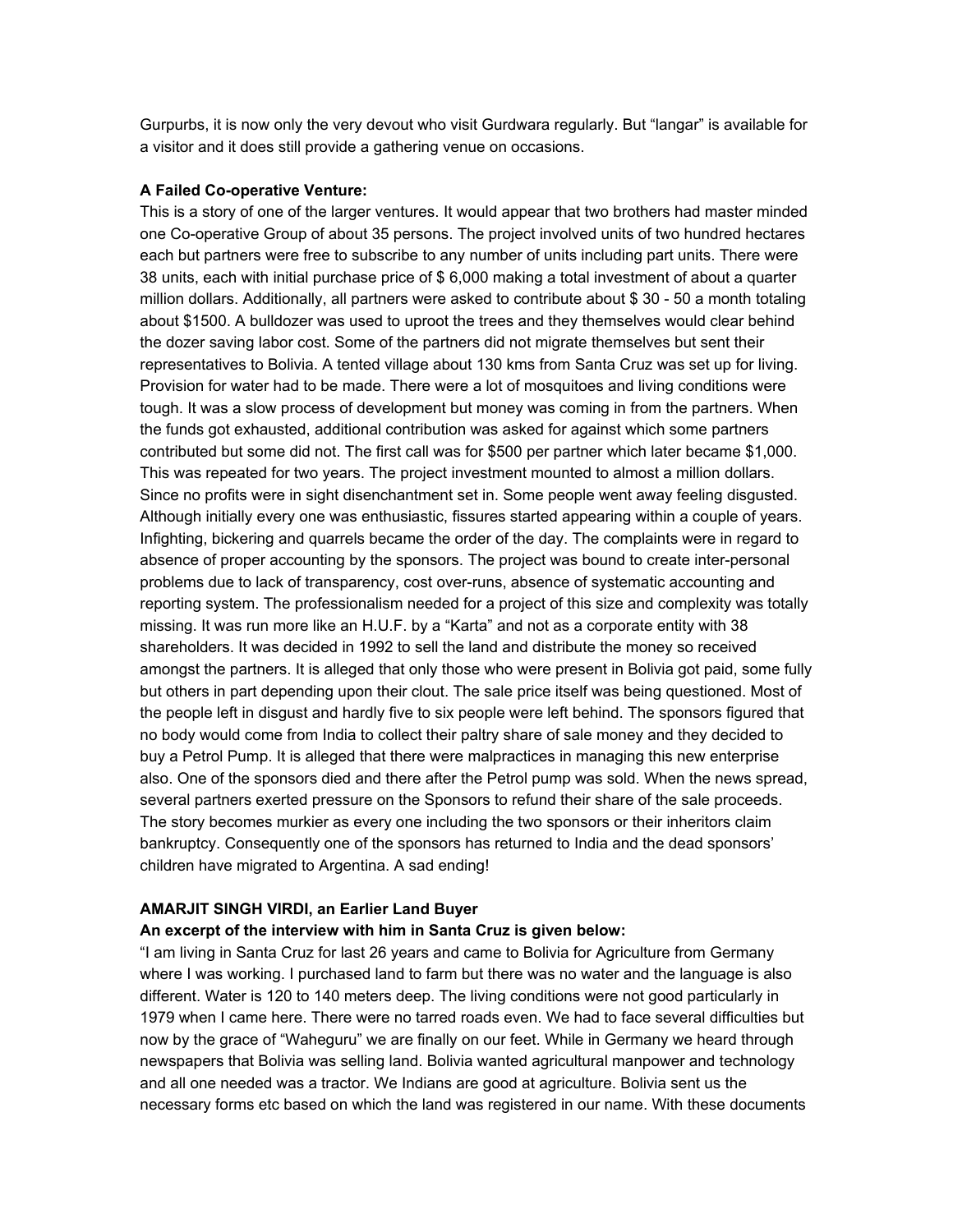Gurpurbs, it is now only the very devout who visit Gurdwara regularly. But "langar" is available for a visitor and it does still provide a gathering venue on occasions.

**A Failed Co-operative Venture:**

This is a story of one of the larger ventures. It would appear that two brothers had master minded one Co-operative Group of about 35 persons. The project involved units of two hundred hectares each but partners were free to subscribe to any number of units including part units. There were 38 units, each with initial purchase price of $ 6,000 making a total investment of about a quarter million dollars. Additionally, all partners were asked to contribute about $ 30 - 50 a month totaling about $1500. A bulldozer was used to uproot the trees and they themselves would clear behind the dozer saving labor cost. Some of the partners did not migrate themselves but sent their representatives to Bolivia. A tented village about 130 kms from Santa Cruz was set up for living. Provision for water had to be made. There were a lot of mosquitoes and living conditions were tough. It was a slow process of development but money was coming in from the partners. When the funds got exhausted, additional contribution was asked for against which some partners contributed but some did not. The first call was for $500 per partner which later became $1,000. This was repeated for two years. The project investment mounted to almost a million dollars. Since no profits were in sight disenchantment set in. Some people went away feeling disgusted. Although initially every one was enthusiastic, fissures started appearing within a couple of years. Infighting, bickering and quarrels became the order of the day. The complaints were in regard to absence of proper accounting by the sponsors. The project was bound to create inter-personal problems due to lack of transparency, cost over-runs, absence of systematic accounting and reporting system. The professionalism needed for a project of this size and complexity was totally missing. It was run more like an H.U.F. by a "Karta" and not as a corporate entity with 38 shareholders. It was decided in 1992 to sell the land and distribute the money so received amongst the partners. It is alleged that only those who were present in Bolivia got paid, some fully but others in part depending upon their clout. The sale price itself was being questioned. Most of the people left in disgust and hardly five to six people were left behind. The sponsors figured that no body would come from India to collect their paltry share of sale money and they decided to buy a Petrol Pump. It is alleged that there were malpractices in managing this new enterprise also. One of the sponsors died and there after the Petrol pump was sold. When the news spread, several partners exerted pressure on the Sponsors to refund their share of the sale proceeds. The story becomes murkier as every one including the two sponsors or their inheritors claim bankruptcy. Consequently one of the sponsors has returned to India and the dead sponsors' children have migrated to Argentina. A sad ending!

**AMARJIT SINGH VIRDI, an Earlier Land Buyer**

**An excerpt of the interview with him in Santa Cruz is given below:**

"I am living in Santa Cruz for last 26 years and came to Bolivia for Agriculture from Germany where I was working. I purchased land to farm but there was no water and the language is also different. Water is 120 to 140 meters deep. The living conditions were not good particularly in 1979 when I came here. There were no tarred roads even. We had to face several difficulties but now by the grace of "Waheguru" we are finally on our feet. While in Germany we heard through newspapers that Bolivia was selling land. Bolivia wanted agricultural manpower and technology and all one needed was a tractor. We Indians are good at agriculture. Bolivia sent us the necessary forms etc based on which the land was registered in our name. With these documents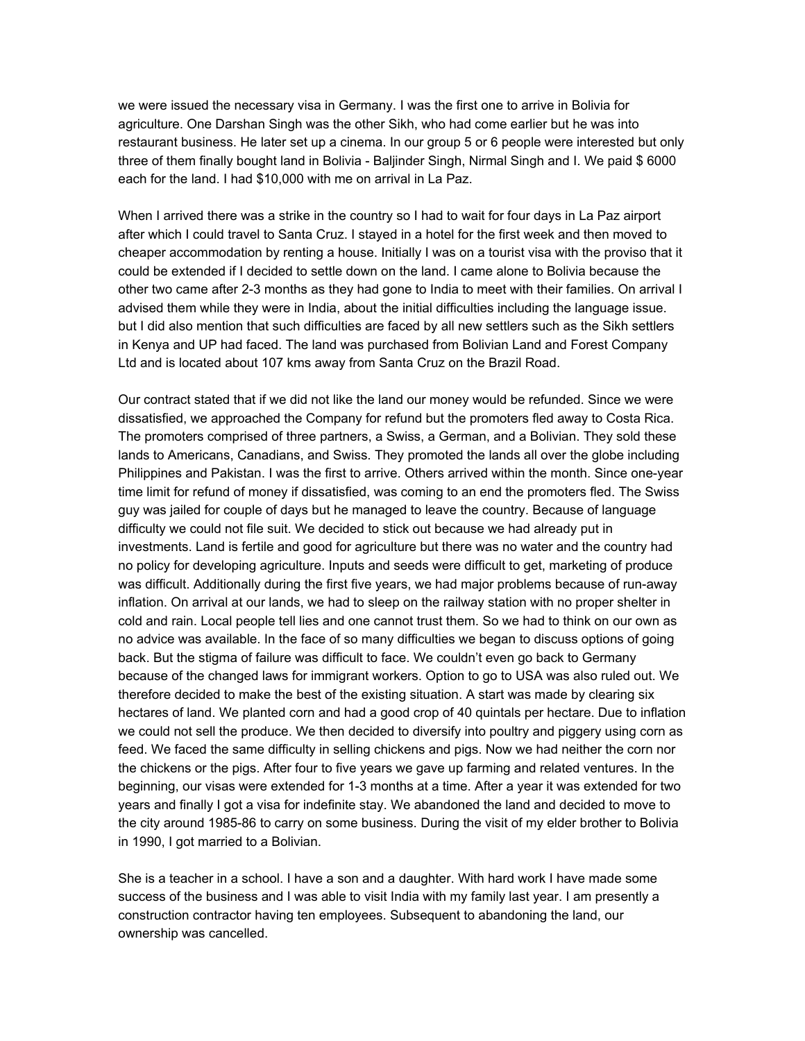we were issued the necessary visa in Germany. I was the first one to arrive in Bolivia for agriculture. One Darshan Singh was the other Sikh, who had come earlier but he was into restaurant business. He later set up a cinema. In our group 5 or 6 people were interested but only three of them finally bought land in Bolivia - Baljinder Singh, Nirmal Singh and I. We paid $ 6000 each for the land. I had $10,000 with me on arrival in La Paz.

When I arrived there was a strike in the country so I had to wait for four days in La Paz airport after which I could travel to Santa Cruz. I stayed in a hotel for the first week and then moved to cheaper accommodation by renting a house. Initially I was on a tourist visa with the proviso that it could be extended if I decided to settle down on the land. I came alone to Bolivia because the other two came after 2-3 months as they had gone to India to meet with their families. On arrival I advised them while they were in India, about the initial difficulties including the language issue. but I did also mention that such difficulties are faced by all new settlers such as the Sikh settlers in Kenya and UP had faced. The land was purchased from Bolivian Land and Forest Company Ltd and is located about 107 kms away from Santa Cruz on the Brazil Road.

Our contract stated that if we did not like the land our money would be refunded. Since we were dissatisfied, we approached the Company for refund but the promoters fled away to Costa Rica. The promoters comprised of three partners, a Swiss, a German, and a Bolivian. They sold these lands to Americans, Canadians, and Swiss. They promoted the lands all over the globe including Philippines and Pakistan. I was the first to arrive. Others arrived within the month. Since one-year time limit for refund of money if dissatisfied, was coming to an end the promoters fled. The Swiss guy was jailed for couple of days but he managed to leave the country. Because of language difficulty we could not file suit. We decided to stick out because we had already put in investments. Land is fertile and good for agriculture but there was no water and the country had no policy for developing agriculture. Inputs and seeds were difficult to get, marketing of produce was difficult. Additionally during the first five years, we had major problems because of run-away inflation. On arrival at our lands, we had to sleep on the railway station with no proper shelter in cold and rain. Local people tell lies and one cannot trust them. So we had to think on our own as no advice was available. In the face of so many difficulties we began to discuss options of going back. But the stigma of failure was difficult to face. We couldn't even go back to Germany because of the changed laws for immigrant workers. Option to go to USA was also ruled out. We therefore decided to make the best of the existing situation. A start was made by clearing six hectares of land. We planted corn and had a good crop of 40 quintals per hectare. Due to inflation we could not sell the produce. We then decided to diversify into poultry and piggery using corn as feed. We faced the same difficulty in selling chickens and pigs. Now we had neither the corn nor the chickens or the pigs. After four to five years we gave up farming and related ventures. In the beginning, our visas were extended for 1-3 months at a time. After a year it was extended for two years and finally I got a visa for indefinite stay. We abandoned the land and decided to move to the city around 1985-86 to carry on some business. During the visit of my elder brother to Bolivia in 1990, I got married to a Bolivian.

She is a teacher in a school. I have a son and a daughter. With hard work I have made some success of the business and I was able to visit India with my family last year. I am presently a construction contractor having ten employees. Subsequent to abandoning the land, our ownership was cancelled.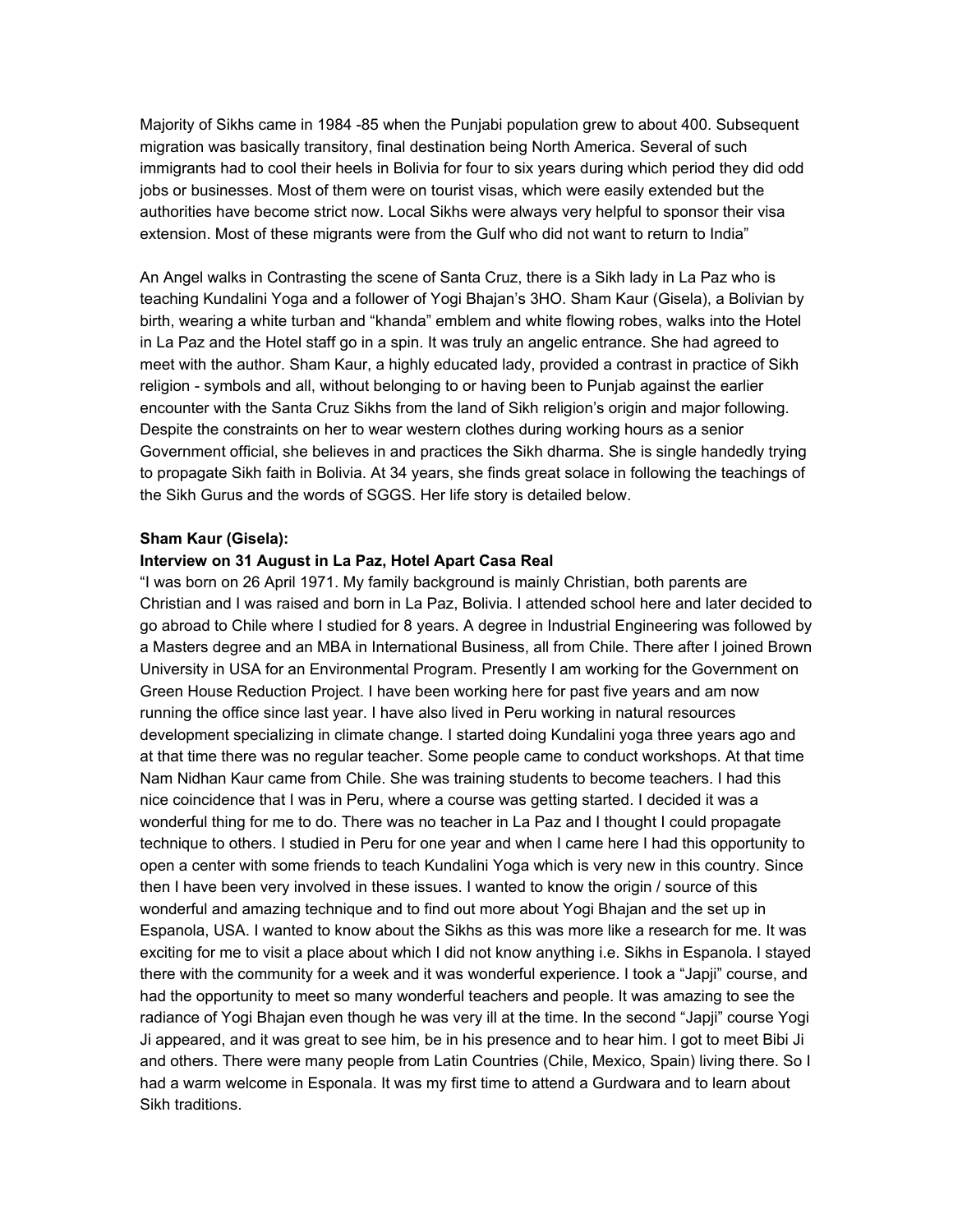Majority of Sikhs came in 1984 -85 when the Punjabi population grew to about 400. Subsequent migration was basically transitory, final destination being North America. Several of such immigrants had to cool their heels in Bolivia for four to six years during which period they did odd jobs or businesses. Most of them were on tourist visas, which were easily extended but the authorities have become strict now. Local Sikhs were always very helpful to sponsor their visa extension. Most of these migrants were from the Gulf who did not want to return to India"

An Angel walks in Contrasting the scene of Santa Cruz, there is a Sikh lady in La Paz who is teaching Kundalini Yoga and a follower of Yogi Bhajan's 3HO. Sham Kaur (Gisela), a Bolivian by birth, wearing a white turban and "khanda" emblem and white flowing robes, walks into the Hotel in La Paz and the Hotel staff go in a spin. It was truly an angelic entrance. She had agreed to meet with the author. Sham Kaur, a highly educated lady, provided a contrast in practice of Sikh religion - symbols and all, without belonging to or having been to Punjab against the earlier encounter with the Santa Cruz Sikhs from the land of Sikh religion's origin and major following. Despite the constraints on her to wear western clothes during working hours as a senior Government official, she believes in and practices the Sikh dharma. She is single handedly trying to propagate Sikh faith in Bolivia. At 34 years, she finds great solace in following the teachings of the Sikh Gurus and the words of SGGS. Her life story is detailed below.

**Sham Kaur (Gisela):**

**Interview on 31 August in La Paz, Hotel Apart Casa Real**

"I was born on 26 April 1971. My family background is mainly Christian, both parents are Christian and I was raised and born in La Paz, Bolivia. I attended school here and later decided to go abroad to Chile where I studied for 8 years. A degree in Industrial Engineering was followed by a Masters degree and an MBA in International Business, all from Chile. There after I joined Brown University in USA for an Environmental Program. Presently I am working for the Government on Green House Reduction Project. I have been working here for past five years and am now running the office since last year. I have also lived in Peru working in natural resources development specializing in climate change. I started doing Kundalini yoga three years ago and at that time there was no regular teacher. Some people came to conduct workshops. At that time Nam Nidhan Kaur came from Chile. She was training students to become teachers. I had this nice coincidence that I was in Peru, where a course was getting started. I decided it was a wonderful thing for me to do. There was no teacher in La Paz and I thought I could propagate technique to others. I studied in Peru for one year and when I came here I had this opportunity to open a center with some friends to teach Kundalini Yoga which is very new in this country. Since then I have been very involved in these issues. I wanted to know the origin / source of this wonderful and amazing technique and to find out more about Yogi Bhajan and the set up in Espanola, USA. I wanted to know about the Sikhs as this was more like a research for me. It was exciting for me to visit a place about which I did not know anything i.e. Sikhs in Espanola. I stayed there with the community for a week and it was wonderful experience. I took a "Japji" course, and had the opportunity to meet so many wonderful teachers and people. It was amazing to see the radiance of Yogi Bhajan even though he was very ill at the time. In the second "Japji" course Yogi Ji appeared, and it was great to see him, be in his presence and to hear him. I got to meet Bibi Ji and others. There were many people from Latin Countries (Chile, Mexico, Spain) living there. So I had a warm welcome in Esponala. It was my first time to attend a Gurdwara and to learn about Sikh traditions.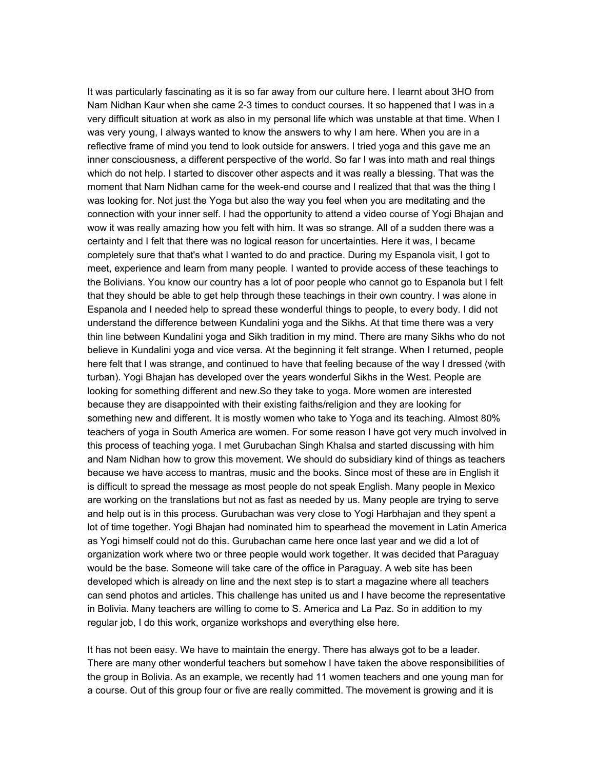It was particularly fascinating as it is so far away from our culture here. I learnt about 3HO from Nam Nidhan Kaur when she came 2-3 times to conduct courses. It so happened that I was in a very difficult situation at work as also in my personal life which was unstable at that time. When I was very young, I always wanted to know the answers to why I am here. When you are in a reflective frame of mind you tend to look outside for answers. I tried yoga and this gave me an inner consciousness, a different perspective of the world. So far I was into math and real things which do not help. I started to discover other aspects and it was really a blessing. That was the moment that Nam Nidhan came for the week-end course and I realized that that was the thing I was looking for. Not just the Yoga but also the way you feel when you are meditating and the connection with your inner self. I had the opportunity to attend a video course of Yogi Bhajan and wow it was really amazing how you felt with him. It was so strange. All of a sudden there was a certainty and I felt that there was no logical reason for uncertainties. Here it was, I became completely sure that that's what I wanted to do and practice. During my Espanola visit, I got to meet, experience and learn from many people. I wanted to provide access of these teachings to the Bolivians. You know our country has a lot of poor people who cannot go to Espanola but I felt that they should be able to get help through these teachings in their own country. I was alone in Espanola and I needed help to spread these wonderful things to people, to every body. I did not understand the difference between Kundalini yoga and the Sikhs. At that time there was a very thin line between Kundalini yoga and Sikh tradition in my mind. There are many Sikhs who do not believe in Kundalini yoga and vice versa. At the beginning it felt strange. When I returned, people here felt that I was strange, and continued to have that feeling because of the way I dressed (with turban). Yogi Bhajan has developed over the years wonderful Sikhs in the West. People are looking for something different and new.So they take to yoga. More women are interested because they are disappointed with their existing faiths/religion and they are looking for something new and different. It is mostly women who take to Yoga and its teaching. Almost 80% teachers of yoga in South America are women. For some reason I have got very much involved in this process of teaching yoga. I met Gurubachan Singh Khalsa and started discussing with him and Nam Nidhan how to grow this movement. We should do subsidiary kind of things as teachers because we have access to mantras, music and the books. Since most of these are in English it is difficult to spread the message as most people do not speak English. Many people in Mexico are working on the translations but not as fast as needed by us. Many people are trying to serve and help out is in this process. Gurubachan was very close to Yogi Harbhajan and they spent a lot of time together. Yogi Bhajan had nominated him to spearhead the movement in Latin America as Yogi himself could not do this. Gurubachan came here once last year and we did a lot of organization work where two or three people would work together. It was decided that Paraguay would be the base. Someone will take care of the office in Paraguay. A web site has been developed which is already on line and the next step is to start a magazine where all teachers can send photos and articles. This challenge has united us and I have become the representative in Bolivia. Many teachers are willing to come to S. America and La Paz. So in addition to my regular job, I do this work, organize workshops and everything else here.

It has not been easy. We have to maintain the energy. There has always got to be a leader. There are many other wonderful teachers but somehow I have taken the above responsibilities of the group in Bolivia. As an example, we recently had 11 women teachers and one young man for a course. Out of this group four or five are really committed. The movement is growing and it is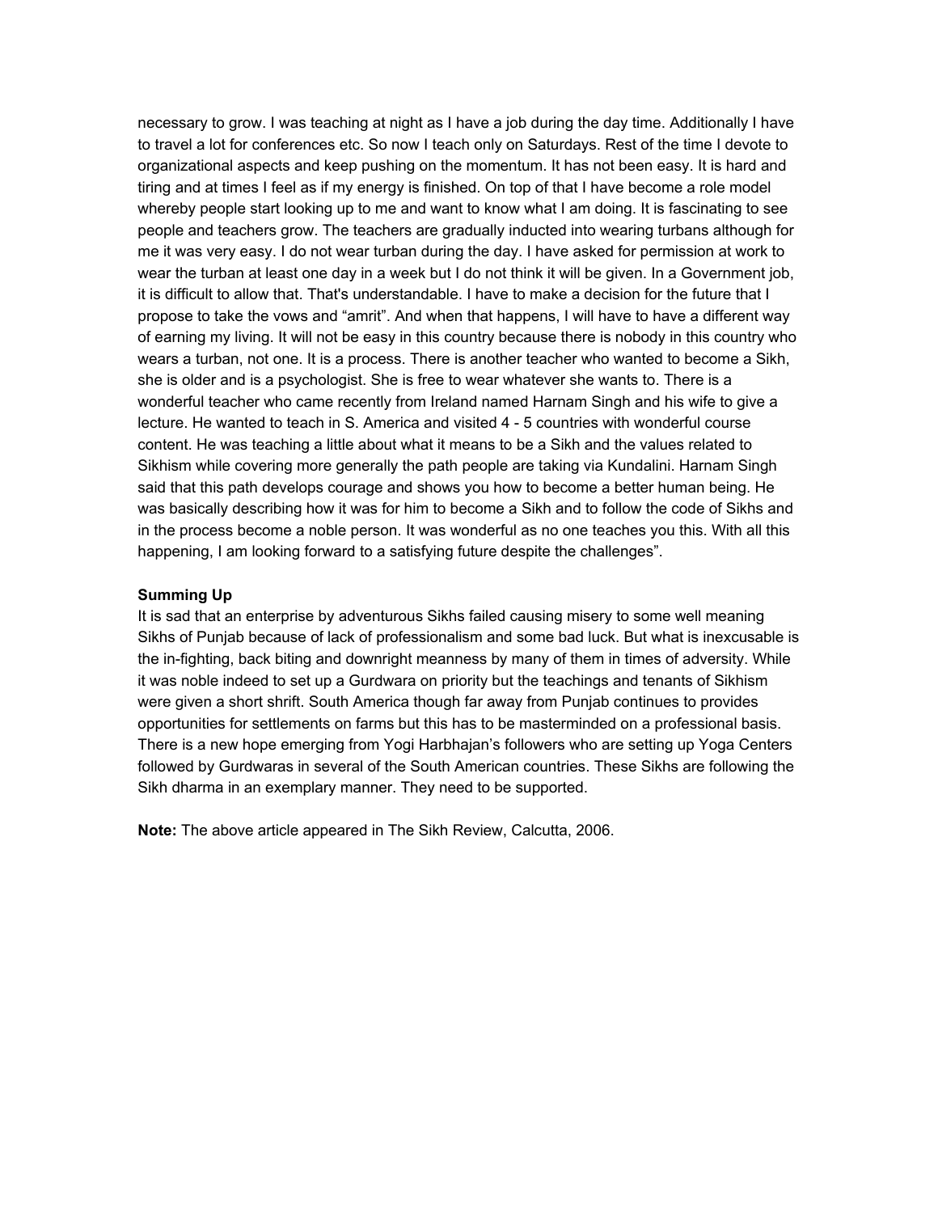necessary to grow. I was teaching at night as I have a job during the day time. Additionally I have to travel a lot for conferences etc. So now I teach only on Saturdays. Rest of the time I devote to organizational aspects and keep pushing on the momentum. It has not been easy. It is hard and tiring and at times I feel as if my energy is finished. On top of that I have become a role model whereby people start looking up to me and want to know what I am doing. It is fascinating to see people and teachers grow. The teachers are gradually inducted into wearing turbans although for me it was very easy. I do not wear turban during the day. I have asked for permission at work to wear the turban at least one day in a week but I do not think it will be given. In a Government job, it is difficult to allow that. That's understandable. I have to make a decision for the future that I propose to take the vows and "amrit". And when that happens, I will have to have a different way of earning my living. It will not be easy in this country because there is nobody in this country who wears a turban, not one. It is a process. There is another teacher who wanted to become a Sikh, she is older and is a psychologist. She is free to wear whatever she wants to. There is a wonderful teacher who came recently from Ireland named Harnam Singh and his wife to give a lecture. He wanted to teach in S. America and visited 4 - 5 countries with wonderful course content. He was teaching a little about what it means to be a Sikh and the values related to Sikhism while covering more generally the path people are taking via Kundalini. Harnam Singh said that this path develops courage and shows you how to become a better human being. He was basically describing how it was for him to become a Sikh and to follow the code of Sikhs and in the process become a noble person. It was wonderful as no one teaches you this. With all this happening, I am looking forward to a satisfying future despite the challenges".

**Summing Up**

It is sad that an enterprise by adventurous Sikhs failed causing misery to some well meaning Sikhs of Punjab because of lack of professionalism and some bad luck. But what is inexcusable is the in-fighting, back biting and downright meanness by many of them in times of adversity. While it was noble indeed to set up a Gurdwara on priority but the teachings and tenants of Sikhism were given a short shrift. South America though far away from Punjab continues to provides opportunities for settlements on farms but this has to be masterminded on a professional basis. There is a new hope emerging from Yogi Harbhajan's followers who are setting up Yoga Centers followed by Gurdwaras in several of the South American countries. These Sikhs are following the Sikh dharma in an exemplary manner. They need to be supported.

**Note:** The above article appeared in The Sikh Review, Calcutta, 2006.